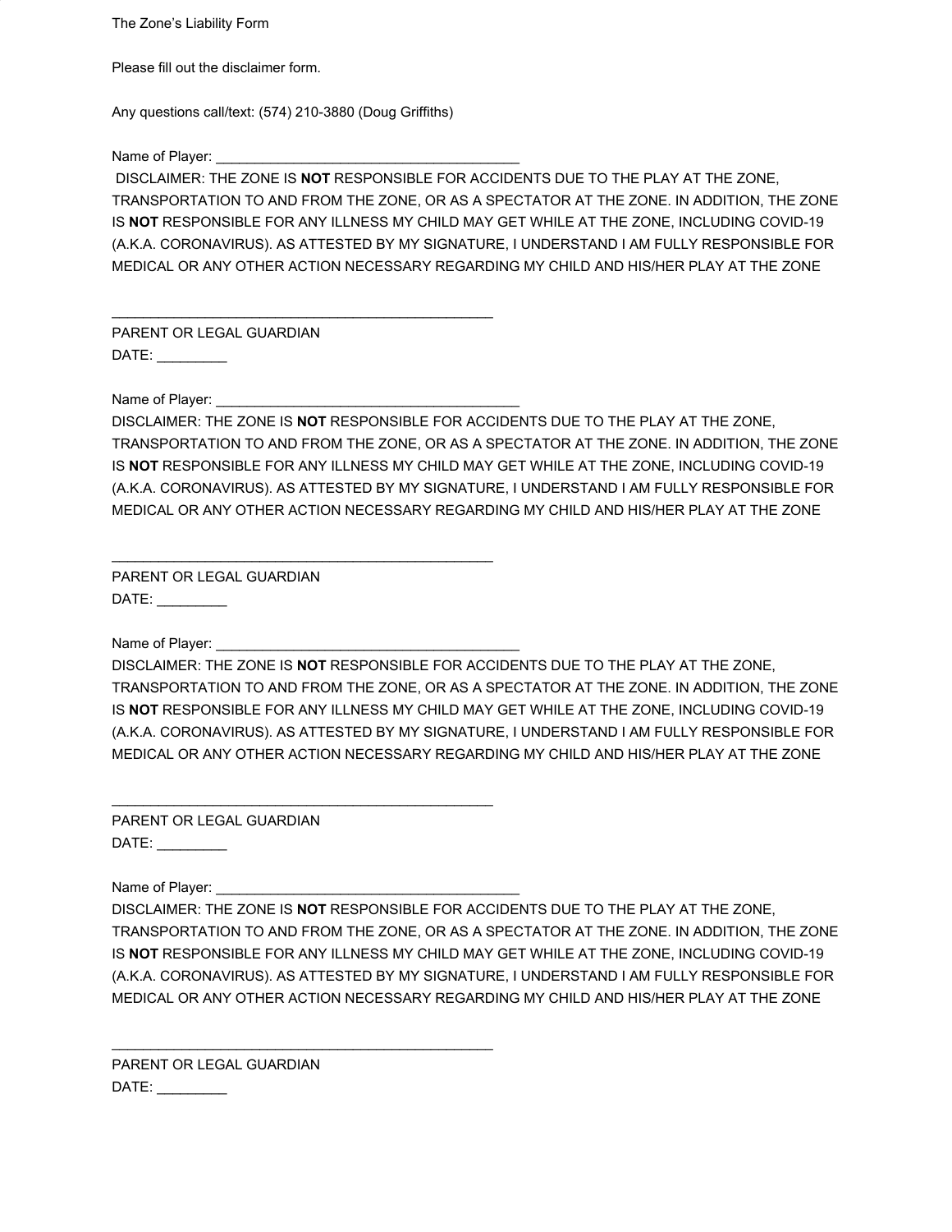The Zone's Liability Form

Please fill out the disclaimer form.

Any questions call/text: (574) 210-3880 (Doug Griffiths)

Name of Player: _______________________________________

DISCLAIMER: THE ZONE IS **NOT** RESPONSIBLE FOR ACCIDENTS DUE TO THE PLAY AT THE ZONE, TRANSPORTATION TO AND FROM THE ZONE, OR AS A SPECTATOR AT THE ZONE. IN ADDITION, THE ZONE IS **NOT** RESPONSIBLE FOR ANY ILLNESS MY CHILD MAY GET WHILE AT THE ZONE, INCLUDING COVID-19 (A.K.A. CORONAVIRUS). AS ATTESTED BY MY SIGNATURE, I UNDERSTAND I AM FULLY RESPONSIBLE FOR MEDICAL OR ANY OTHER ACTION NECESSARY REGARDING MY CHILD AND HIS/HER PLAY AT THE ZONE

_________________________________________________

PARENT OR LEGAL GUARDIAN

DATE: _________

Name of Player: _______________________________________

DISCLAIMER: THE ZONE IS **NOT** RESPONSIBLE FOR ACCIDENTS DUE TO THE PLAY AT THE ZONE, TRANSPORTATION TO AND FROM THE ZONE, OR AS A SPECTATOR AT THE ZONE. IN ADDITION, THE ZONE IS **NOT** RESPONSIBLE FOR ANY ILLNESS MY CHILD MAY GET WHILE AT THE ZONE, INCLUDING COVID-19 (A.K.A. CORONAVIRUS). AS ATTESTED BY MY SIGNATURE, I UNDERSTAND I AM FULLY RESPONSIBLE FOR MEDICAL OR ANY OTHER ACTION NECESSARY REGARDING MY CHILD AND HIS/HER PLAY AT THE ZONE

_________________________________________________

PARENT OR LEGAL GUARDIAN

DATE: _________

Name of Player: _______________________________________

DISCLAIMER: THE ZONE IS **NOT** RESPONSIBLE FOR ACCIDENTS DUE TO THE PLAY AT THE ZONE, TRANSPORTATION TO AND FROM THE ZONE, OR AS A SPECTATOR AT THE ZONE. IN ADDITION, THE ZONE IS **NOT** RESPONSIBLE FOR ANY ILLNESS MY CHILD MAY GET WHILE AT THE ZONE, INCLUDING COVID-19 (A.K.A. CORONAVIRUS). AS ATTESTED BY MY SIGNATURE, I UNDERSTAND I AM FULLY RESPONSIBLE FOR MEDICAL OR ANY OTHER ACTION NECESSARY REGARDING MY CHILD AND HIS/HER PLAY AT THE ZONE

_________________________________________________

PARENT OR LEGAL GUARDIAN

DATE: _________

Name of Player: _______________________________________

DISCLAIMER: THE ZONE IS **NOT** RESPONSIBLE FOR ACCIDENTS DUE TO THE PLAY AT THE ZONE, TRANSPORTATION TO AND FROM THE ZONE, OR AS A SPECTATOR AT THE ZONE. IN ADDITION, THE ZONE IS **NOT** RESPONSIBLE FOR ANY ILLNESS MY CHILD MAY GET WHILE AT THE ZONE, INCLUDING COVID-19 (A.K.A. CORONAVIRUS). AS ATTESTED BY MY SIGNATURE, I UNDERSTAND I AM FULLY RESPONSIBLE FOR MEDICAL OR ANY OTHER ACTION NECESSARY REGARDING MY CHILD AND HIS/HER PLAY AT THE ZONE

_________________________________________________

PARENT OR LEGAL GUARDIAN

DATE: _________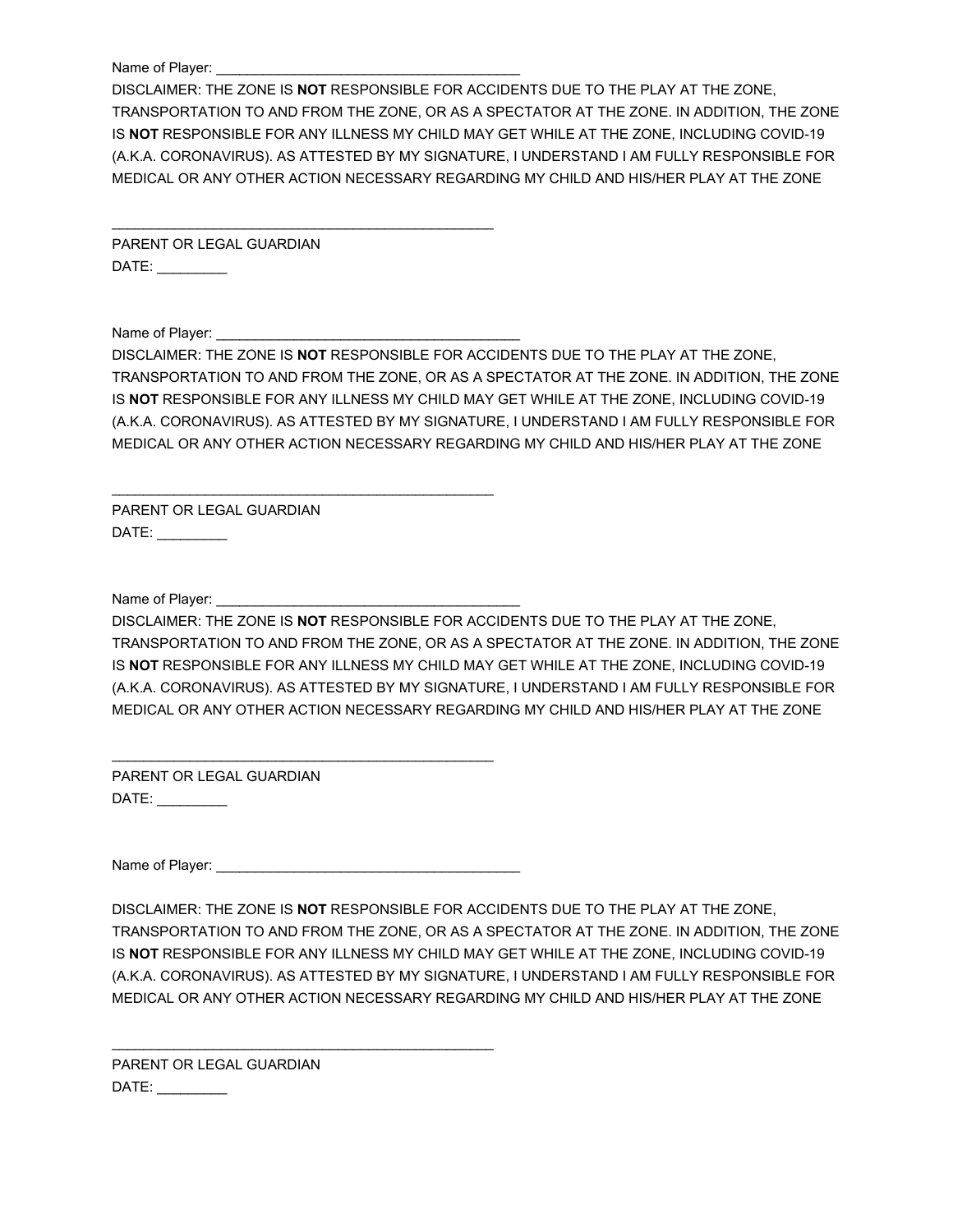Name of Player: ________________________________________

DISCLAIMER: THE ZONE IS **NOT** RESPONSIBLE FOR ACCIDENTS DUE TO THE PLAY AT THE ZONE, TRANSPORTATION TO AND FROM THE ZONE, OR AS A SPECTATOR AT THE ZONE. IN ADDITION, THE ZONE IS **NOT** RESPONSIBLE FOR ANY ILLNESS MY CHILD MAY GET WHILE AT THE ZONE, INCLUDING COVID-19 (A.K.A. CORONAVIRUS). AS ATTESTED BY MY SIGNATURE, I UNDERSTAND I AM FULLY RESPONSIBLE FOR MEDICAL OR ANY OTHER ACTION NECESSARY REGARDING MY CHILD AND HIS/HER PLAY AT THE ZONE

__________________________________________________

PARENT OR LEGAL GUARDIAN

DATE: _________

Name of Player: ________________________________________

DISCLAIMER: THE ZONE IS **NOT** RESPONSIBLE FOR ACCIDENTS DUE TO THE PLAY AT THE ZONE, TRANSPORTATION TO AND FROM THE ZONE, OR AS A SPECTATOR AT THE ZONE. IN ADDITION, THE ZONE IS **NOT** RESPONSIBLE FOR ANY ILLNESS MY CHILD MAY GET WHILE AT THE ZONE, INCLUDING COVID-19 (A.K.A. CORONAVIRUS). AS ATTESTED BY MY SIGNATURE, I UNDERSTAND I AM FULLY RESPONSIBLE FOR MEDICAL OR ANY OTHER ACTION NECESSARY REGARDING MY CHILD AND HIS/HER PLAY AT THE ZONE

__________________________________________________

PARENT OR LEGAL GUARDIAN

DATE: _________

Name of Player: ________________________________________

DISCLAIMER: THE ZONE IS **NOT** RESPONSIBLE FOR ACCIDENTS DUE TO THE PLAY AT THE ZONE, TRANSPORTATION TO AND FROM THE ZONE, OR AS A SPECTATOR AT THE ZONE. IN ADDITION, THE ZONE IS **NOT** RESPONSIBLE FOR ANY ILLNESS MY CHILD MAY GET WHILE AT THE ZONE, INCLUDING COVID-19 (A.K.A. CORONAVIRUS). AS ATTESTED BY MY SIGNATURE, I UNDERSTAND I AM FULLY RESPONSIBLE FOR MEDICAL OR ANY OTHER ACTION NECESSARY REGARDING MY CHILD AND HIS/HER PLAY AT THE ZONE

__________________________________________________

PARENT OR LEGAL GUARDIAN

DATE: _________

Name of Player: ________________________________________

DISCLAIMER: THE ZONE IS **NOT** RESPONSIBLE FOR ACCIDENTS DUE TO THE PLAY AT THE ZONE, TRANSPORTATION TO AND FROM THE ZONE, OR AS A SPECTATOR AT THE ZONE. IN ADDITION, THE ZONE IS **NOT** RESPONSIBLE FOR ANY ILLNESS MY CHILD MAY GET WHILE AT THE ZONE, INCLUDING COVID-19 (A.K.A. CORONAVIRUS). AS ATTESTED BY MY SIGNATURE, I UNDERSTAND I AM FULLY RESPONSIBLE FOR MEDICAL OR ANY OTHER ACTION NECESSARY REGARDING MY CHILD AND HIS/HER PLAY AT THE ZONE

__________________________________________________

PARENT OR LEGAL GUARDIAN

DATE: _________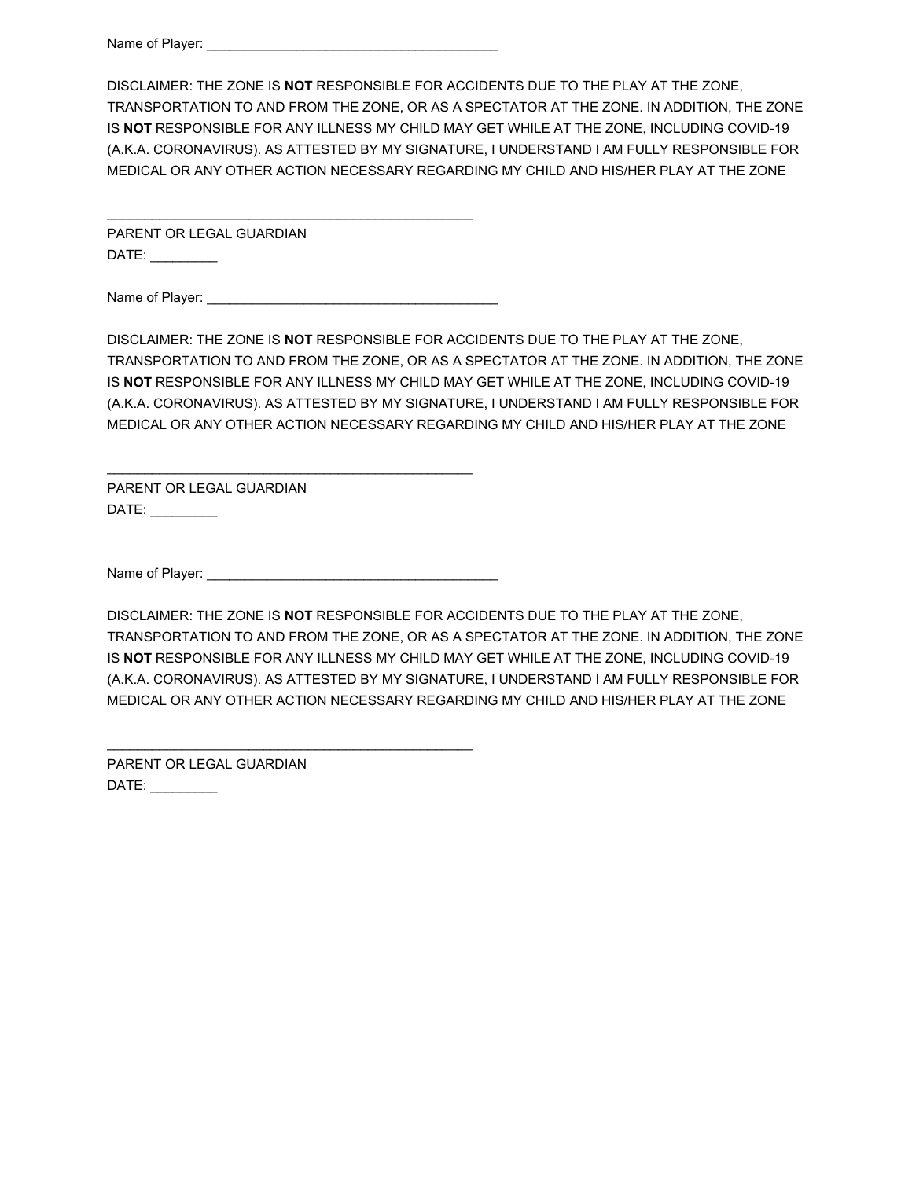Name of Player: ________________________________________

DISCLAIMER: THE ZONE IS **NOT** RESPONSIBLE FOR ACCIDENTS DUE TO THE PLAY AT THE ZONE, TRANSPORTATION TO AND FROM THE ZONE, OR AS A SPECTATOR AT THE ZONE. IN ADDITION, THE ZONE IS **NOT** RESPONSIBLE FOR ANY ILLNESS MY CHILD MAY GET WHILE AT THE ZONE, INCLUDING COVID-19 (A.K.A. CORONAVIRUS). AS ATTESTED BY MY SIGNATURE, I UNDERSTAND I AM FULLY RESPONSIBLE FOR MEDICAL OR ANY OTHER ACTION NECESSARY REGARDING MY CHILD AND HIS/HER PLAY AT THE ZONE

__________________________________________________

PARENT OR LEGAL GUARDIAN

DATE: _________

Name of Player: ________________________________________

DISCLAIMER: THE ZONE IS **NOT** RESPONSIBLE FOR ACCIDENTS DUE TO THE PLAY AT THE ZONE, TRANSPORTATION TO AND FROM THE ZONE, OR AS A SPECTATOR AT THE ZONE. IN ADDITION, THE ZONE IS **NOT** RESPONSIBLE FOR ANY ILLNESS MY CHILD MAY GET WHILE AT THE ZONE, INCLUDING COVID-19 (A.K.A. CORONAVIRUS). AS ATTESTED BY MY SIGNATURE, I UNDERSTAND I AM FULLY RESPONSIBLE FOR MEDICAL OR ANY OTHER ACTION NECESSARY REGARDING MY CHILD AND HIS/HER PLAY AT THE ZONE

__________________________________________________

PARENT OR LEGAL GUARDIAN

DATE: _________

Name of Player: ________________________________________

DISCLAIMER: THE ZONE IS **NOT** RESPONSIBLE FOR ACCIDENTS DUE TO THE PLAY AT THE ZONE, TRANSPORTATION TO AND FROM THE ZONE, OR AS A SPECTATOR AT THE ZONE. IN ADDITION, THE ZONE IS **NOT** RESPONSIBLE FOR ANY ILLNESS MY CHILD MAY GET WHILE AT THE ZONE, INCLUDING COVID-19 (A.K.A. CORONAVIRUS). AS ATTESTED BY MY SIGNATURE, I UNDERSTAND I AM FULLY RESPONSIBLE FOR MEDICAL OR ANY OTHER ACTION NECESSARY REGARDING MY CHILD AND HIS/HER PLAY AT THE ZONE

__________________________________________________

PARENT OR LEGAL GUARDIAN

DATE: _________